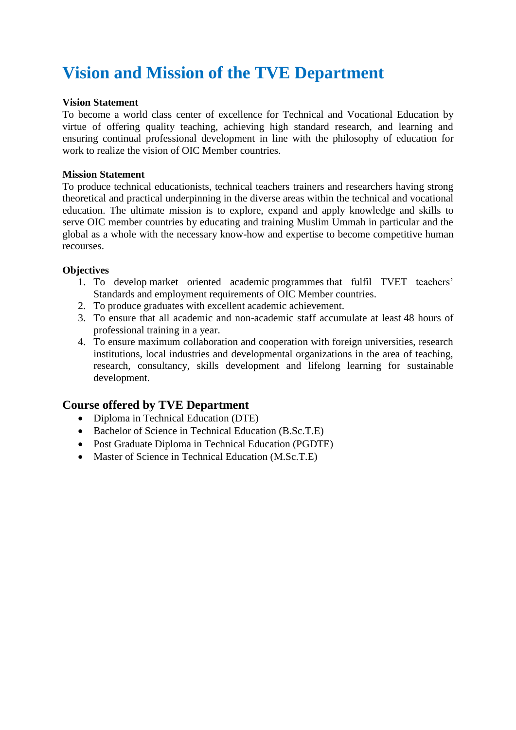# Vision and Mission of the TVE Department

**Vision Statement**

To become a world class center of excellence for Technical and Vocational Education by virtue of offering quality teaching, achieving high standard research, and learning and ensuring continual professional development in line with the philosophy of education for work to realize the vision of OIC Member countries.

**Mission Statement**

To produce technical educationists, technical teachers trainers and researchers having strong theoretical and practical underpinning in the diverse areas within the technical and vocational education. The ultimate mission is to explore, expand and apply knowledge and skills to serve OIC member countries by educating and training Muslim Ummah in particular and the global as a whole with the necessary know-how and expertise to become competitive human recourses.

**Objectives**

1. To develop market oriented academic programmes that fulfil TVET teachers' Standards and employment requirements of OIC Member countries.
2. To produce graduates with excellent academic achievement.
3. To ensure that all academic and non-academic staff accumulate at least 48 hours of professional training in a year.
4. To ensure maximum collaboration and cooperation with foreign universities, research institutions, local industries and developmental organizations in the area of teaching, research, consultancy, skills development and lifelong learning for sustainable development.

## Course offered by TVE Department

- Diploma in Technical Education (DTE)
- Bachelor of Science in Technical Education (B.Sc.T.E)
- Post Graduate Diploma in Technical Education (PGDTE)
- Master of Science in Technical Education (M.Sc.T.E)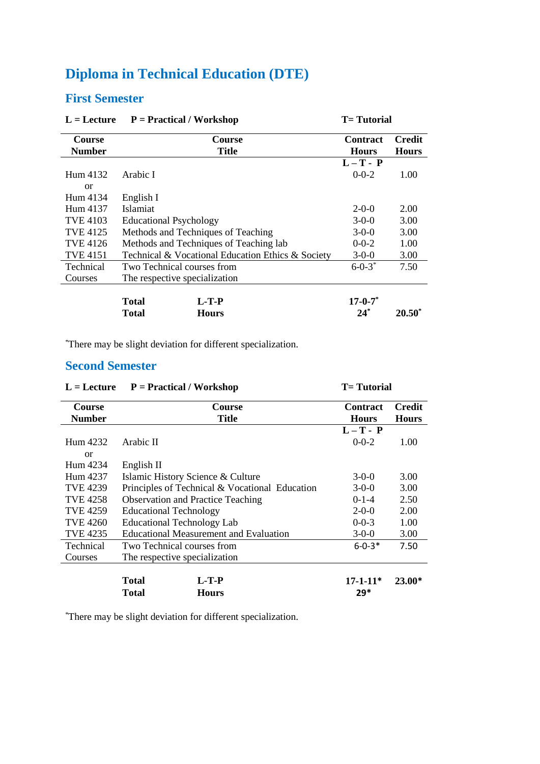# Diploma in Technical Education (DTE)

## First Semester

**L = Lecture** **P = Practical / Workshop** **T= Tutorial**

| Course Number | Course Title | Contract Hours L – T - P | Credit Hours |
|---|---|---|---|
| Hum 4132 | Arabic I | 0-0-2 | 1.00 |
| or | | | |
| Hum 4134 | English I | | |
| Hum 4137 | Islamiat | 2-0-0 | 2.00 |
| TVE 4103 | Educational Psychology | 3-0-0 | 3.00 |
| TVE 4125 | Methods and Techniques of Teaching | 3-0-0 | 3.00 |
| TVE 4126 | Methods and Techniques of Teaching lab | 0-0-2 | 1.00 |
| TVE 4151 | Technical & Vocational Education Ethics & Society | 3-0-0 | 3.00 |
| Technical Courses | Two Technical courses from The respective specialization | 6-0-3* | 7.50 |
| | **Total L-T-P** | **17-0-7*** | |
| | **Total Hours** | **24*** | **20.50*** |

*There may be slight deviation for different specialization.

## Second Semester

**L = Lecture** **P = Practical / Workshop** **T= Tutorial**

| Course Number | Course Title | Contract Hours L – T - P | Credit Hours |
|---|---|---|---|
| Hum 4232 | Arabic II | 0-0-2 | 1.00 |
| or | | | |
| Hum 4234 | English II | | |
| Hum 4237 | Islamic History Science & Culture | 3-0-0 | 3.00 |
| TVE 4239 | Principles of Technical & Vocational Education | 3-0-0 | 3.00 |
| TVE 4258 | Observation and Practice Teaching | 0-1-4 | 2.50 |
| TVE 4259 | Educational Technology | 2-0-0 | 2.00 |
| TVE 4260 | Educational Technology Lab | 0-0-3 | 1.00 |
| TVE 4235 | Educational Measurement and Evaluation | 3-0-0 | 3.00 |
| Technical Courses | Two Technical courses from The respective specialization | 6-0-3* | 7.50 |
| | **Total L-T-P** | **17-1-11*** | **23.00*** |
| | **Total Hours** | **29*** | |

*There may be slight deviation for different specialization.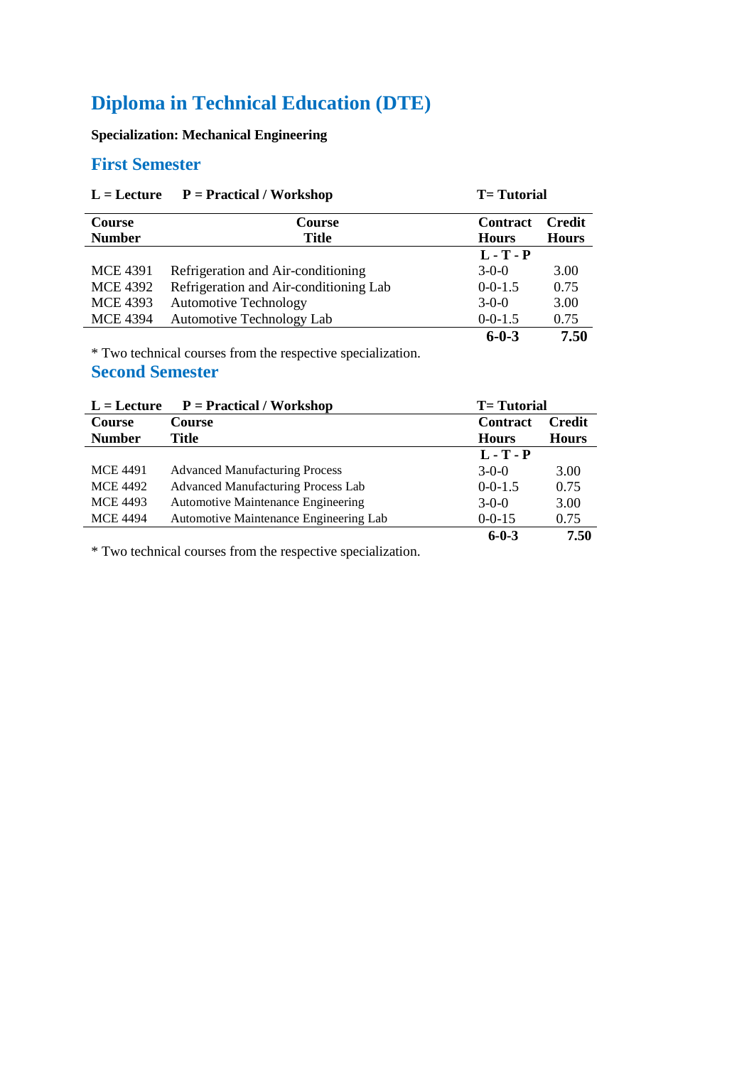# Diploma in Technical Education (DTE)

**Specialization: Mechanical Engineering**

## First Semester

**L = Lecture  P = Practical / Workshop  T= Tutorial**

| Course Number | Course Title | Contract Hours | Credit Hours |
|---|---|---|---|
| | | **L - T - P** | |
| MCE 4391 | Refrigeration and Air-conditioning | 3-0-0 | 3.00 |
| MCE 4392 | Refrigeration and Air-conditioning Lab | 0-0-1.5 | 0.75 |
| MCE 4393 | Automotive Technology | 3-0-0 | 3.00 |
| MCE 4394 | Automotive Technology Lab | 0-0-1.5 | 0.75 |
| | | **6-0-3** | **7.50** |

* Two technical courses from the respective specialization.

## Second Semester

**L = Lecture  P = Practical / Workshop  T= Tutorial**

| Course Number | Course Title | Contract Hours | Credit Hours |
|---|---|---|---|
| | | **L - T - P** | |
| MCE 4491 | Advanced Manufacturing Process | 3-0-0 | 3.00 |
| MCE 4492 | Advanced Manufacturing Process Lab | 0-0-1.5 | 0.75 |
| MCE 4493 | Automotive Maintenance Engineering | 3-0-0 | 3.00 |
| MCE 4494 | Automotive Maintenance Engineering Lab | 0-0-15 | 0.75 |
| | | **6-0-3** | **7.50** |

* Two technical courses from the respective specialization.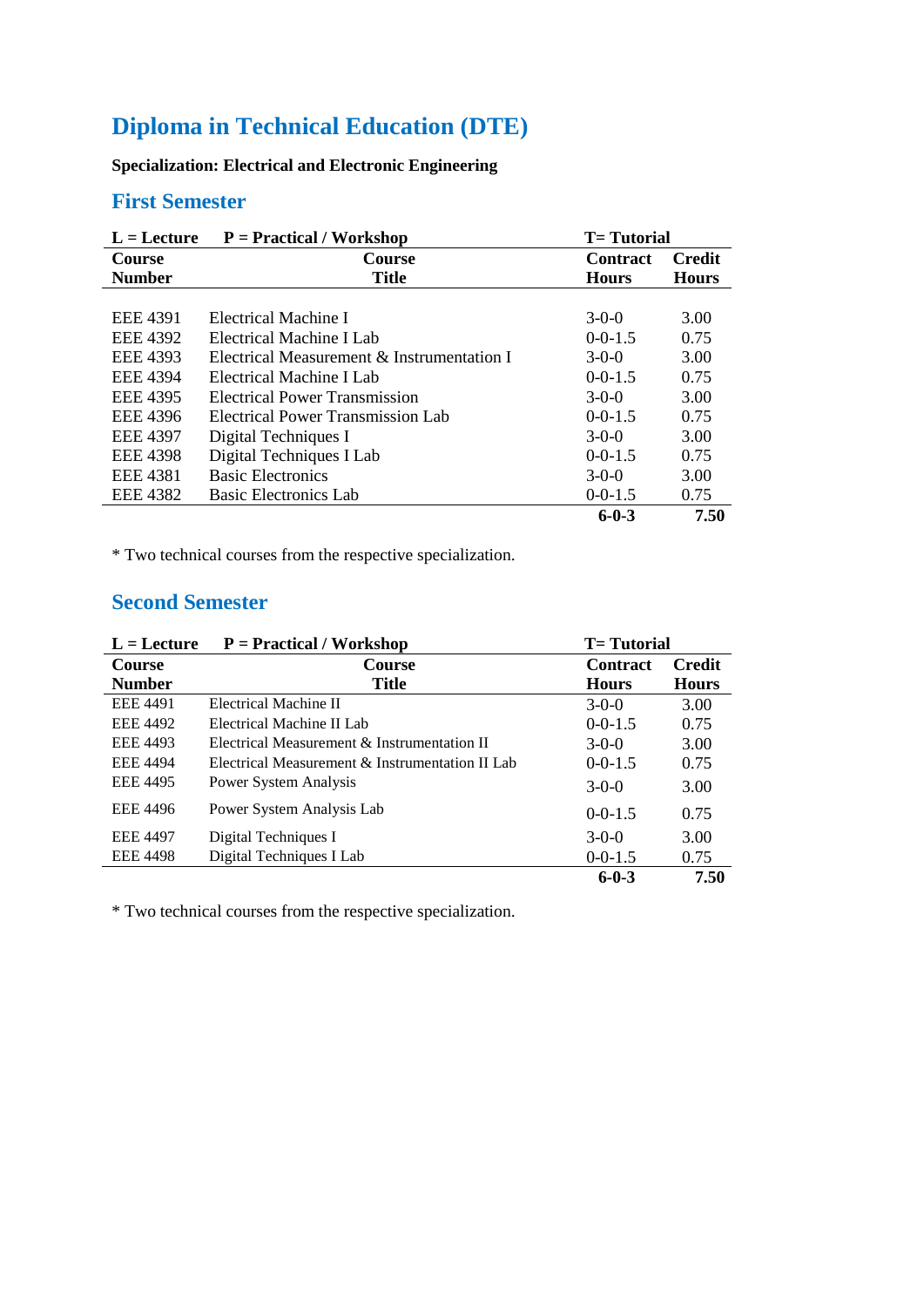# Diploma in Technical Education (DTE)

**Specialization: Electrical and Electronic Engineering**

## First Semester

**L = Lecture    P = Practical / Workshop    T= Tutorial**

| Course Number | Course Title | Contract Hours | Credit Hours |
|---|---|---|---|
| EEE 4391 | Electrical Machine I | 3-0-0 | 3.00 |
| EEE 4392 | Electrical Machine I Lab | 0-0-1.5 | 0.75 |
| EEE 4393 | Electrical Measurement & Instrumentation I | 3-0-0 | 3.00 |
| EEE 4394 | Electrical Machine I Lab | 0-0-1.5 | 0.75 |
| EEE 4395 | Electrical Power Transmission | 3-0-0 | 3.00 |
| EEE 4396 | Electrical Power Transmission Lab | 0-0-1.5 | 0.75 |
| EEE 4397 | Digital Techniques I | 3-0-0 | 3.00 |
| EEE 4398 | Digital Techniques I Lab | 0-0-1.5 | 0.75 |
| EEE 4381 | Basic Electronics | 3-0-0 | 3.00 |
| EEE 4382 | Basic Electronics Lab | 0-0-1.5 | 0.75 |
| | | **6-0-3** | **7.50** |

* Two technical courses from the respective specialization.

## Second Semester

**L = Lecture    P = Practical / Workshop    T= Tutorial**

| Course Number | Course Title | Contract Hours | Credit Hours |
|---|---|---|---|
| EEE 4491 | Electrical Machine II | 3-0-0 | 3.00 |
| EEE 4492 | Electrical Machine II Lab | 0-0-1.5 | 0.75 |
| EEE 4493 | Electrical Measurement & Instrumentation II | 3-0-0 | 3.00 |
| EEE 4494 | Electrical Measurement & Instrumentation II Lab | 0-0-1.5 | 0.75 |
| EEE 4495 | Power System Analysis | 3-0-0 | 3.00 |
| EEE 4496 | Power System Analysis Lab | 0-0-1.5 | 0.75 |
| EEE 4497 | Digital Techniques I | 3-0-0 | 3.00 |
| EEE 4498 | Digital Techniques I Lab | 0-0-1.5 | 0.75 |
| | | **6-0-3** | **7.50** |

* Two technical courses from the respective specialization.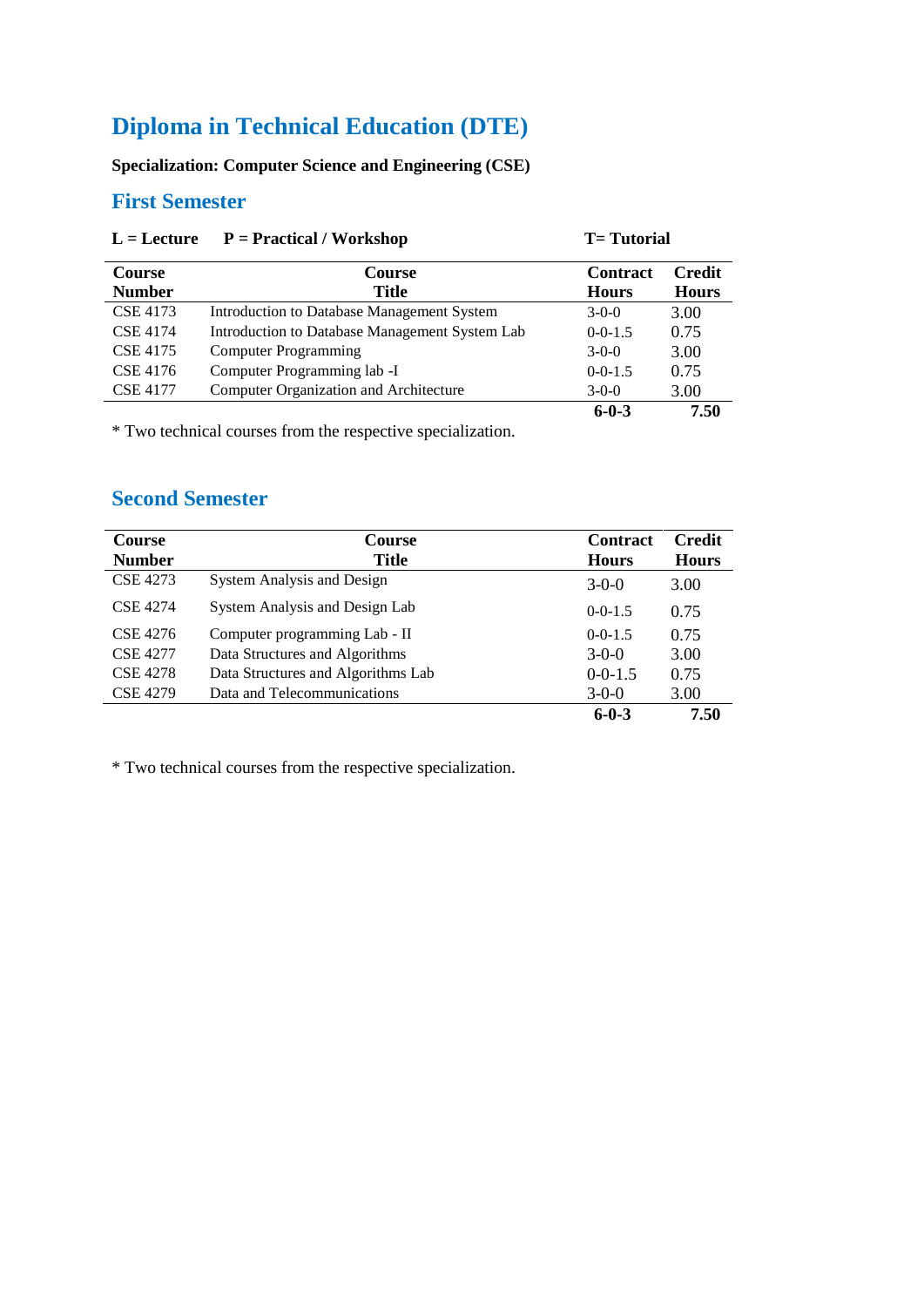# Diploma in Technical Education (DTE)

**Specialization: Computer Science and Engineering (CSE)**

## First Semester

**L = Lecture P = Practical / Workshop T= Tutorial**

| Course Number | Course Title | Contract Hours | Credit Hours |
|---|---|---|---|
| CSE 4173 | Introduction to Database Management System | 3-0-0 | 3.00 |
| CSE 4174 | Introduction to Database Management System Lab | 0-0-1.5 | 0.75 |
| CSE 4175 | Computer Programming | 3-0-0 | 3.00 |
| CSE 4176 | Computer Programming lab -I | 0-0-1.5 | 0.75 |
| CSE 4177 | Computer Organization and Architecture | 3-0-0 | 3.00 |
| | | **6-0-3** | **7.50** |

* Two technical courses from the respective specialization.

## Second Semester

| Course Number | Course Title | Contract Hours | Credit Hours |
|---|---|---|---|
| CSE 4273 | System Analysis and Design | 3-0-0 | 3.00 |
| CSE 4274 | System Analysis and Design Lab | 0-0-1.5 | 0.75 |
| CSE 4276 | Computer programming Lab - II | 0-0-1.5 | 0.75 |
| CSE 4277 | Data Structures and Algorithms | 3-0-0 | 3.00 |
| CSE 4278 | Data Structures and Algorithms Lab | 0-0-1.5 | 0.75 |
| CSE 4279 | Data and Telecommunications | 3-0-0 | 3.00 |
| | | **6-0-3** | **7.50** |

* Two technical courses from the respective specialization.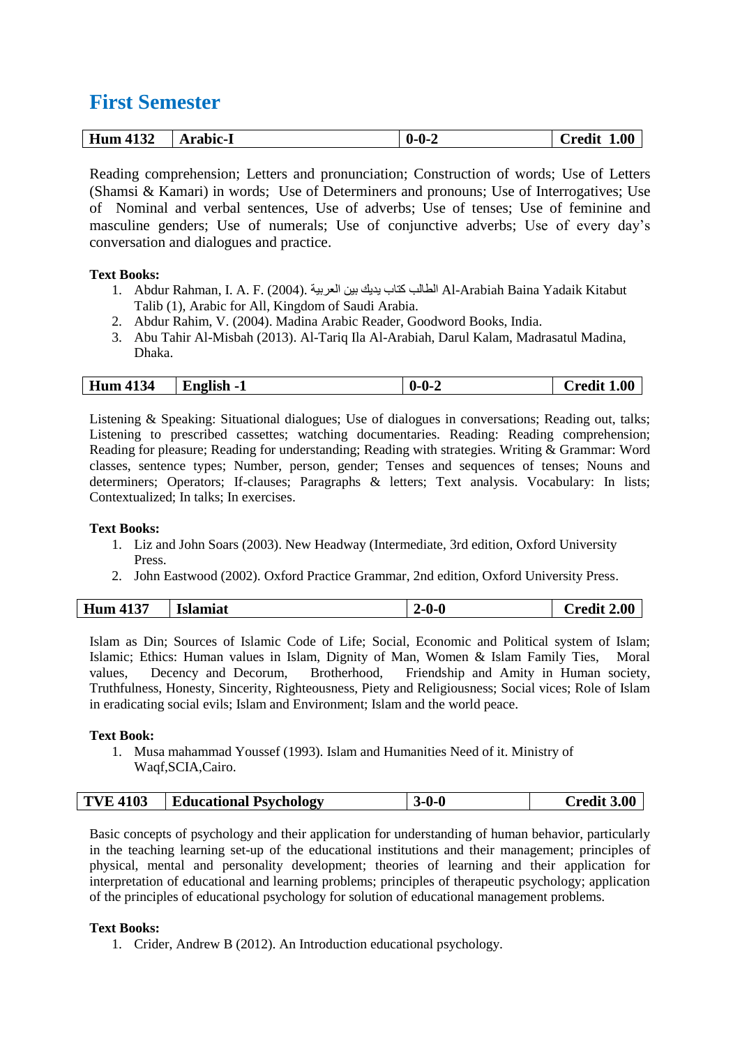# First Semester

| Hum 4132 | Arabic-I | 0-0-2 | Credit 1.00 |
|---|---|---|---|

Reading comprehension; Letters and pronunciation; Construction of words; Use of Letters (Shamsi & Kamari) in words; Use of Determiners and pronouns; Use of Interrogatives; Use of Nominal and verbal sentences, Use of adverbs; Use of tenses; Use of feminine and masculine genders; Use of numerals; Use of conjunctive adverbs; Use of every day's conversation and dialogues and practice.

**Text Books:**

1. Abdur Rahman, I. A. F. (2004). العربية بين يديك كتاب الطالب Al-Arabiah Baina Yadaik Kitabut Talib (1), Arabic for All, Kingdom of Saudi Arabia.
2. Abdur Rahim, V. (2004). Madina Arabic Reader, Goodword Books, India.
3. Abu Tahir Al-Misbah (2013). Al-Tariq Ila Al-Arabiah, Darul Kalam, Madrasatul Madina, Dhaka.

| Hum 4134 | English -1 | 0-0-2 | Credit 1.00 |
|---|---|---|---|

Listening & Speaking: Situational dialogues; Use of dialogues in conversations; Reading out, talks; Listening to prescribed cassettes; watching documentaries. Reading: Reading comprehension; Reading for pleasure; Reading for understanding; Reading with strategies. Writing & Grammar: Word classes, sentence types; Number, person, gender; Tenses and sequences of tenses; Nouns and determiners; Operators; If-clauses; Paragraphs & letters; Text analysis. Vocabulary: In lists; Contextualized; In talks; In exercises.

**Text Books:**

1. Liz and John Soars (2003). New Headway (Intermediate, 3rd edition, Oxford University Press.
2. John Eastwood (2002). Oxford Practice Grammar, 2nd edition, Oxford University Press.

| Hum 4137 | Islamiat | 2-0-0 | Credit 2.00 |
|---|---|---|---|

Islam as Din; Sources of Islamic Code of Life; Social, Economic and Political system of Islam; Islamic; Ethics: Human values in Islam, Dignity of Man, Women & Islam Family Ties, Moral values, Decency and Decorum, Brotherhood, Friendship and Amity in Human society, Truthfulness, Honesty, Sincerity, Righteousness, Piety and Religiousness; Social vices; Role of Islam in eradicating social evils; Islam and Environment; Islam and the world peace.

**Text Book:**

1. Musa mahammad Youssef (1993). Islam and Humanities Need of it. Ministry of Waqf,SCIA,Cairo.

| TVE 4103 | Educational Psychology | 3-0-0 | Credit 3.00 |
|---|---|---|---|

Basic concepts of psychology and their application for understanding of human behavior, particularly in the teaching learning set-up of the educational institutions and their management; principles of physical, mental and personality development; theories of learning and their application for interpretation of educational and learning problems; principles of therapeutic psychology; application of the principles of educational psychology for solution of educational management problems.

**Text Books:**

1. Crider, Andrew B (2012). An Introduction educational psychology.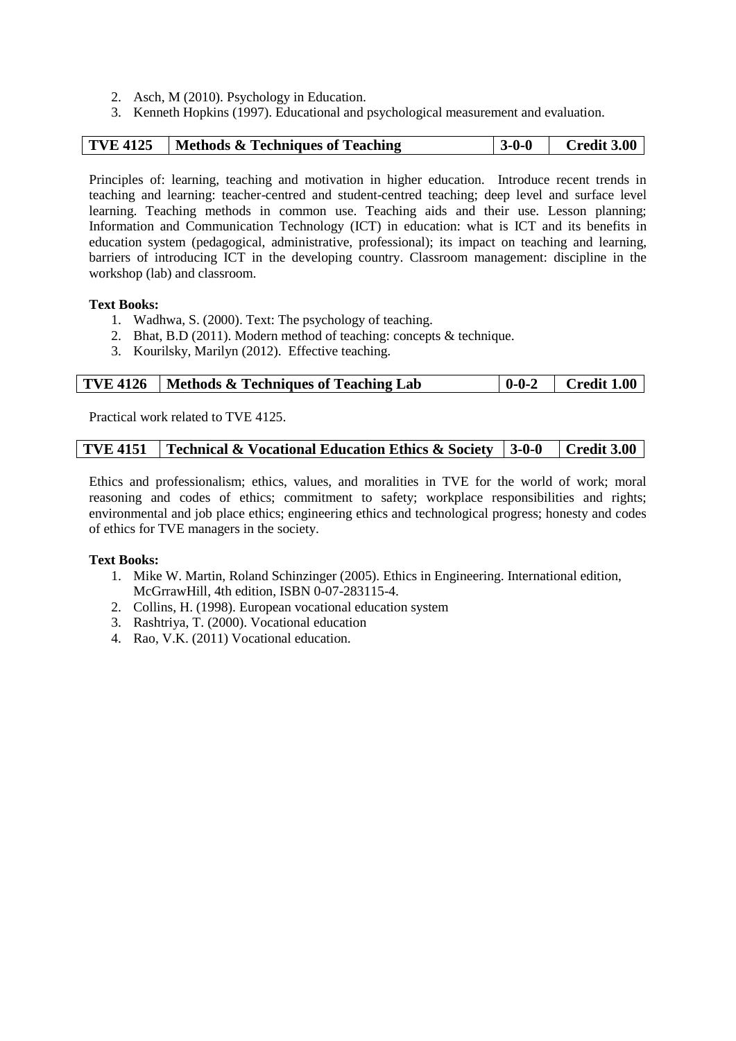2. Asch, M (2010). Psychology in Education.
3. Kenneth Hopkins (1997). Educational and psychological measurement and evaluation.

| TVE 4125 | Methods & Techniques of Teaching | 3-0-0 | Credit 3.00 |
|---|---|---|---|

Principles of: learning, teaching and motivation in higher education. Introduce recent trends in teaching and learning: teacher-centred and student-centred teaching; deep level and surface level learning. Teaching methods in common use. Teaching aids and their use. Lesson planning; Information and Communication Technology (ICT) in education: what is ICT and its benefits in education system (pedagogical, administrative, professional); its impact on teaching and learning, barriers of introducing ICT in the developing country. Classroom management: discipline in the workshop (lab) and classroom.

**Text Books:**

1. Wadhwa, S. (2000). Text: The psychology of teaching.
2. Bhat, B.D (2011). Modern method of teaching: concepts & technique.
3. Kourilsky, Marilyn (2012). Effective teaching.

| TVE 4126 | Methods & Techniques of Teaching Lab | 0-0-2 | Credit 1.00 |
|---|---|---|---|

Practical work related to TVE 4125.

| TVE 4151 | Technical & Vocational Education Ethics & Society | 3-0-0 | Credit 3.00 |
|---|---|---|---|

Ethics and professionalism; ethics, values, and moralities in TVE for the world of work; moral reasoning and codes of ethics; commitment to safety; workplace responsibilities and rights; environmental and job place ethics; engineering ethics and technological progress; honesty and codes of ethics for TVE managers in the society.

**Text Books:**

1. Mike W. Martin, Roland Schinzinger (2005). Ethics in Engineering. International edition, McGrrawHill, 4th edition, ISBN 0-07-283115-4.
2. Collins, H. (1998). European vocational education system
3. Rashtriya, T. (2000). Vocational education
4. Rao, V.K. (2011) Vocational education.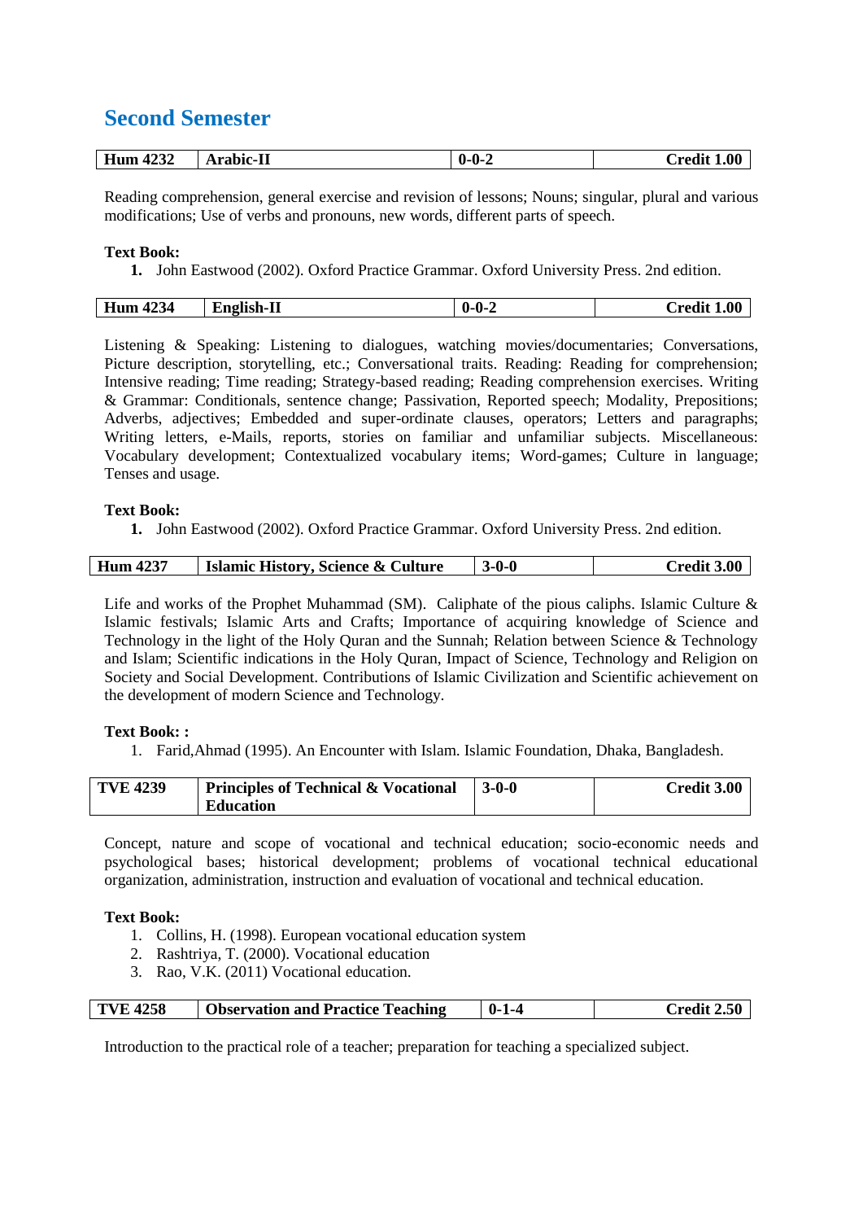## Second Semester

| Hum 4232 | Arabic-II | 0-0-2 | Credit 1.00 |
|---|---|---|---|

Reading comprehension, general exercise and revision of lessons; Nouns; singular, plural and various modifications; Use of verbs and pronouns, new words, different parts of speech.

**Text Book:**

1. John Eastwood (2002). Oxford Practice Grammar. Oxford University Press. 2nd edition.

| Hum 4234 | English-II | 0-0-2 | Credit 1.00 |
|---|---|---|---|

Listening & Speaking: Listening to dialogues, watching movies/documentaries; Conversations, Picture description, storytelling, etc.; Conversational traits. Reading: Reading for comprehension; Intensive reading; Time reading; Strategy-based reading; Reading comprehension exercises. Writing & Grammar: Conditionals, sentence change; Passivation, Reported speech; Modality, Prepositions; Adverbs, adjectives; Embedded and super-ordinate clauses, operators; Letters and paragraphs; Writing letters, e-Mails, reports, stories on familiar and unfamiliar subjects. Miscellaneous: Vocabulary development; Contextualized vocabulary items; Word-games; Culture in language; Tenses and usage.

**Text Book:**

1. John Eastwood (2002). Oxford Practice Grammar. Oxford University Press. 2nd edition.

| Hum 4237 | Islamic History, Science & Culture | 3-0-0 | Credit 3.00 |
|---|---|---|---|

Life and works of the Prophet Muhammad (SM). Caliphate of the pious caliphs. Islamic Culture & Islamic festivals; Islamic Arts and Crafts; Importance of acquiring knowledge of Science and Technology in the light of the Holy Quran and the Sunnah; Relation between Science & Technology and Islam; Scientific indications in the Holy Quran, Impact of Science, Technology and Religion on Society and Social Development. Contributions of Islamic Civilization and Scientific achievement on the development of modern Science and Technology.

**Text Book: :**

1. Farid,Ahmad (1995). An Encounter with Islam. Islamic Foundation, Dhaka, Bangladesh.

| TVE 4239 | Principles of Technical & Vocational Education | 3-0-0 | Credit 3.00 |
|---|---|---|---|

Concept, nature and scope of vocational and technical education; socio-economic needs and psychological bases; historical development; problems of vocational technical educational organization, administration, instruction and evaluation of vocational and technical education.

**Text Book:**

1. Collins, H. (1998). European vocational education system
2. Rashtriya, T. (2000). Vocational education
3. Rao, V.K. (2011) Vocational education.

| TVE 4258 | Observation and Practice Teaching | 0-1-4 | Credit 2.50 |
|---|---|---|---|

Introduction to the practical role of a teacher; preparation for teaching a specialized subject.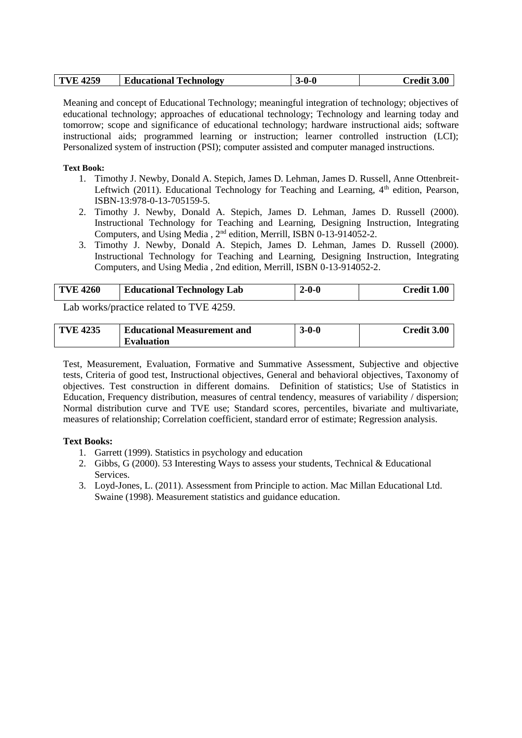| TVE 4259 | Educational Technology | 3-0-0 | Credit 3.00 |
|---|---|---|---|

Meaning and concept of Educational Technology; meaningful integration of technology; objectives of educational technology; approaches of educational technology; Technology and learning today and tomorrow; scope and significance of educational technology; hardware instructional aids; software instructional aids; programmed learning or instruction; learner controlled instruction (LCI); Personalized system of instruction (PSI); computer assisted and computer managed instructions.

**Text Book:**

1. Timothy J. Newby, Donald A. Stepich, James D. Lehman, James D. Russell, Anne Ottenbreit-Leftwich (2011). Educational Technology for Teaching and Learning, 4th edition, Pearson, ISBN-13:978-0-13-705159-5.
2. Timothy J. Newby, Donald A. Stepich, James D. Lehman, James D. Russell (2000). Instructional Technology for Teaching and Learning, Designing Instruction, Integrating Computers, and Using Media , 2nd edition, Merrill, ISBN 0-13-914052-2.
3. Timothy J. Newby, Donald A. Stepich, James D. Lehman, James D. Russell (2000). Instructional Technology for Teaching and Learning, Designing Instruction, Integrating Computers, and Using Media , 2nd edition, Merrill, ISBN 0-13-914052-2.

| TVE 4260 | Educational Technology Lab | 2-0-0 | Credit 1.00 |
|---|---|---|---|

Lab works/practice related to TVE 4259.

| TVE 4235 | Educational Measurement and Evaluation | 3-0-0 | Credit 3.00 |
|---|---|---|---|

Test, Measurement, Evaluation, Formative and Summative Assessment, Subjective and objective tests, Criteria of good test, Instructional objectives, General and behavioral objectives, Taxonomy of objectives. Test construction in different domains. Definition of statistics; Use of Statistics in Education, Frequency distribution, measures of central tendency, measures of variability / dispersion; Normal distribution curve and TVE use; Standard scores, percentiles, bivariate and multivariate, measures of relationship; Correlation coefficient, standard error of estimate; Regression analysis.

**Text Books:**

1. Garrett (1999). Statistics in psychology and education
2. Gibbs, G (2000). 53 Interesting Ways to assess your students, Technical & Educational Services.
3. Loyd-Jones, L. (2011). Assessment from Principle to action. Mac Millan Educational Ltd. Swaine (1998). Measurement statistics and guidance education.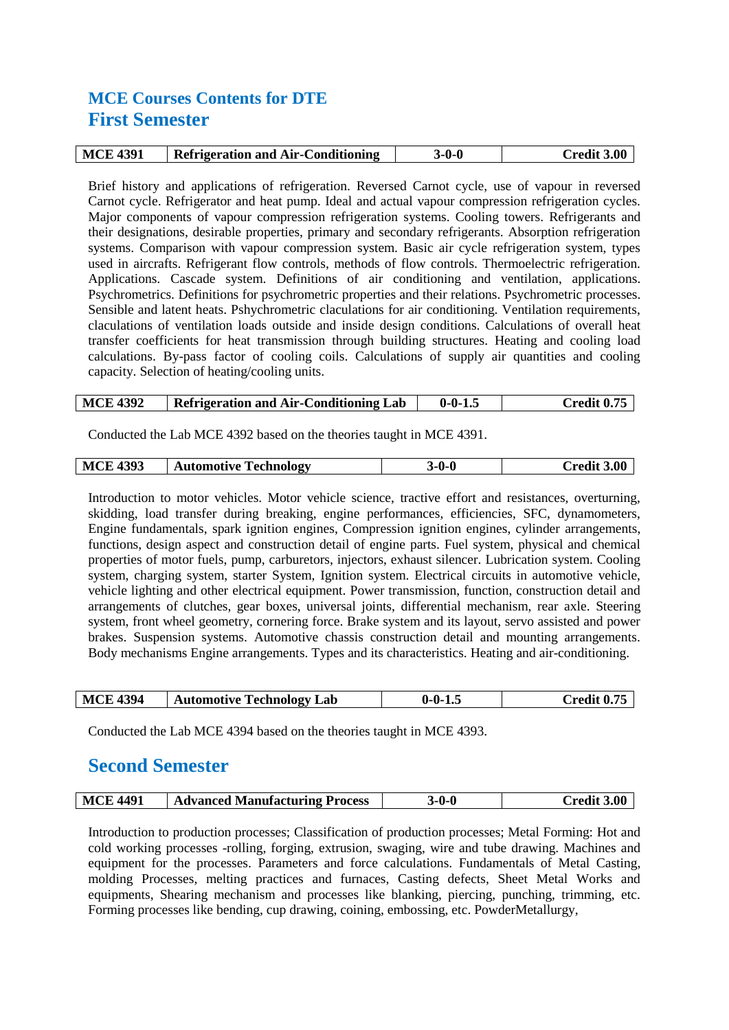# MCE Courses Contents for DTE

## First Semester

| MCE 4391 | Refrigeration and Air-Conditioning | 3-0-0 | Credit 3.00 |
|---|---|---|---|

Brief history and applications of refrigeration. Reversed Carnot cycle, use of vapour in reversed Carnot cycle. Refrigerator and heat pump. Ideal and actual vapour compression refrigeration cycles. Major components of vapour compression refrigeration systems. Cooling towers. Refrigerants and their designations, desirable properties, primary and secondary refrigerants. Absorption refrigeration systems. Comparison with vapour compression system. Basic air cycle refrigeration system, types used in aircrafts. Refrigerant flow controls, methods of flow controls. Thermoelectric refrigeration. Applications. Cascade system. Definitions of air conditioning and ventilation, applications. Psychrometrics. Definitions for psychrometric properties and their relations. Psychrometric processes. Sensible and latent heats. Pshychrometric claculations for air conditioning. Ventilation requirements, claculations of ventilation loads outside and inside design conditions. Calculations of overall heat transfer coefficients for heat transmission through building structures. Heating and cooling load calculations. By-pass factor of cooling coils. Calculations of supply air quantities and cooling capacity. Selection of heating/cooling units.

| MCE 4392 | Refrigeration and Air-Conditioning Lab | 0-0-1.5 | Credit 0.75 |
|---|---|---|---|

Conducted the Lab MCE 4392 based on the theories taught in MCE 4391.

| MCE 4393 | Automotive Technology | 3-0-0 | Credit 3.00 |
|---|---|---|---|

Introduction to motor vehicles. Motor vehicle science, tractive effort and resistances, overturning, skidding, load transfer during breaking, engine performances, efficiencies, SFC, dynamometers, Engine fundamentals, spark ignition engines, Compression ignition engines, cylinder arrangements, functions, design aspect and construction detail of engine parts. Fuel system, physical and chemical properties of motor fuels, pump, carburetors, injectors, exhaust silencer. Lubrication system. Cooling system, charging system, starter System, Ignition system. Electrical circuits in automotive vehicle, vehicle lighting and other electrical equipment. Power transmission, function, construction detail and arrangements of clutches, gear boxes, universal joints, differential mechanism, rear axle. Steering system, front wheel geometry, cornering force. Brake system and its layout, servo assisted and power brakes. Suspension systems. Automotive chassis construction detail and mounting arrangements. Body mechanisms Engine arrangements. Types and its characteristics. Heating and air-conditioning.

| MCE 4394 | Automotive Technology Lab | 0-0-1.5 | Credit 0.75 |
|---|---|---|---|

Conducted the Lab MCE 4394 based on the theories taught in MCE 4393.

## Second Semester

| MCE 4491 | Advanced Manufacturing Process | 3-0-0 | Credit 3.00 |
|---|---|---|---|

Introduction to production processes; Classification of production processes; Metal Forming: Hot and cold working processes -rolling, forging, extrusion, swaging, wire and tube drawing. Machines and equipment for the processes. Parameters and force calculations. Fundamentals of Metal Casting, molding Processes, melting practices and furnaces, Casting defects, Sheet Metal Works and equipments, Shearing mechanism and processes like blanking, piercing, punching, trimming, etc. Forming processes like bending, cup drawing, coining, embossing, etc. PowderMetallurgy,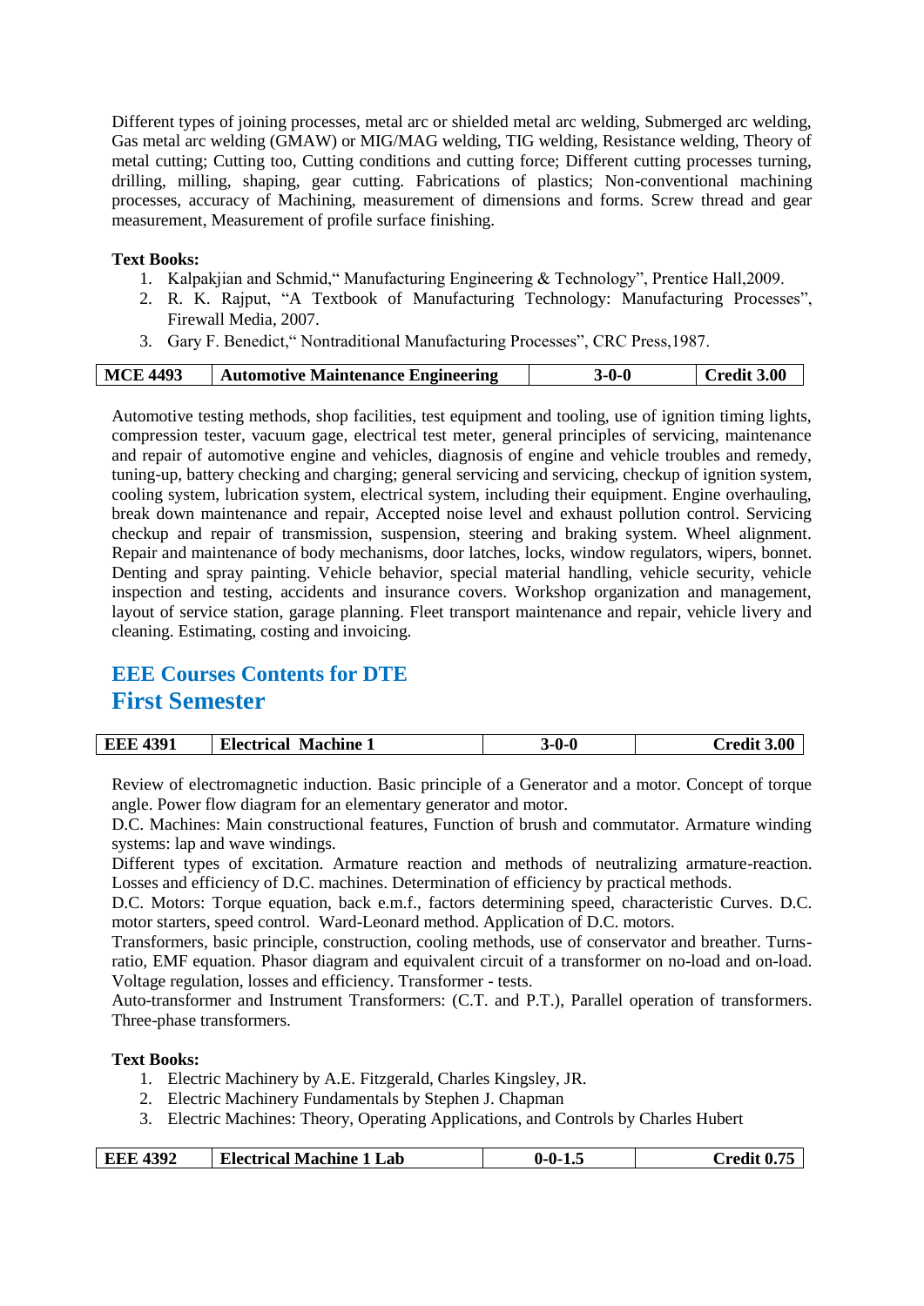Different types of joining processes, metal arc or shielded metal arc welding, Submerged arc welding, Gas metal arc welding (GMAW) or MIG/MAG welding, TIG welding, Resistance welding, Theory of metal cutting; Cutting too, Cutting conditions and cutting force; Different cutting processes turning, drilling, milling, shaping, gear cutting. Fabrications of plastics; Non-conventional machining processes, accuracy of Machining, measurement of dimensions and forms. Screw thread and gear measurement, Measurement of profile surface finishing.

**Text Books:**

1. Kalpakjian and Schmid," Manufacturing Engineering & Technology", Prentice Hall,2009.
2. R. K. Rajput, "A Textbook of Manufacturing Technology: Manufacturing Processes", Firewall Media, 2007.
3. Gary F. Benedict," Nontraditional Manufacturing Processes", CRC Press,1987.

| MCE 4493 | Automotive Maintenance Engineering | 3-0-0 | Credit 3.00 |
|---|---|---|---|

Automotive testing methods, shop facilities, test equipment and tooling, use of ignition timing lights, compression tester, vacuum gage, electrical test meter, general principles of servicing, maintenance and repair of automotive engine and vehicles, diagnosis of engine and vehicle troubles and remedy, tuning-up, battery checking and charging; general servicing and servicing, checkup of ignition system, cooling system, lubrication system, electrical system, including their equipment. Engine overhauling, break down maintenance and repair, Accepted noise level and exhaust pollution control. Servicing checkup and repair of transmission, suspension, steering and braking system. Wheel alignment. Repair and maintenance of body mechanisms, door latches, locks, window regulators, wipers, bonnet. Denting and spray painting. Vehicle behavior, special material handling, vehicle security, vehicle inspection and testing, accidents and insurance covers. Workshop organization and management, layout of service station, garage planning. Fleet transport maintenance and repair, vehicle livery and cleaning. Estimating, costing and invoicing.

## EEE Courses Contents for DTE
## First Semester

| EEE 4391 | Electrical Machine 1 | 3-0-0 | Credit 3.00 |
|---|---|---|---|

Review of electromagnetic induction. Basic principle of a Generator and a motor. Concept of torque angle. Power flow diagram for an elementary generator and motor.

D.C. Machines: Main constructional features, Function of brush and commutator. Armature winding systems: lap and wave windings.

Different types of excitation. Armature reaction and methods of neutralizing armature-reaction. Losses and efficiency of D.C. machines. Determination of efficiency by practical methods.

D.C. Motors: Torque equation, back e.m.f., factors determining speed, characteristic Curves. D.C. motor starters, speed control. Ward-Leonard method. Application of D.C. motors.

Transformers, basic principle, construction, cooling methods, use of conservator and breather. Turns-ratio, EMF equation. Phasor diagram and equivalent circuit of a transformer on no-load and on-load. Voltage regulation, losses and efficiency. Transformer - tests.

Auto-transformer and Instrument Transformers: (C.T. and P.T.), Parallel operation of transformers. Three-phase transformers.

**Text Books:**

1. Electric Machinery by A.E. Fitzgerald, Charles Kingsley, JR.
2. Electric Machinery Fundamentals by Stephen J. Chapman
3. Electric Machines: Theory, Operating Applications, and Controls by Charles Hubert

| EEE 4392 | Electrical Machine 1 Lab | 0-0-1.5 | Credit 0.75 |
|---|---|---|---|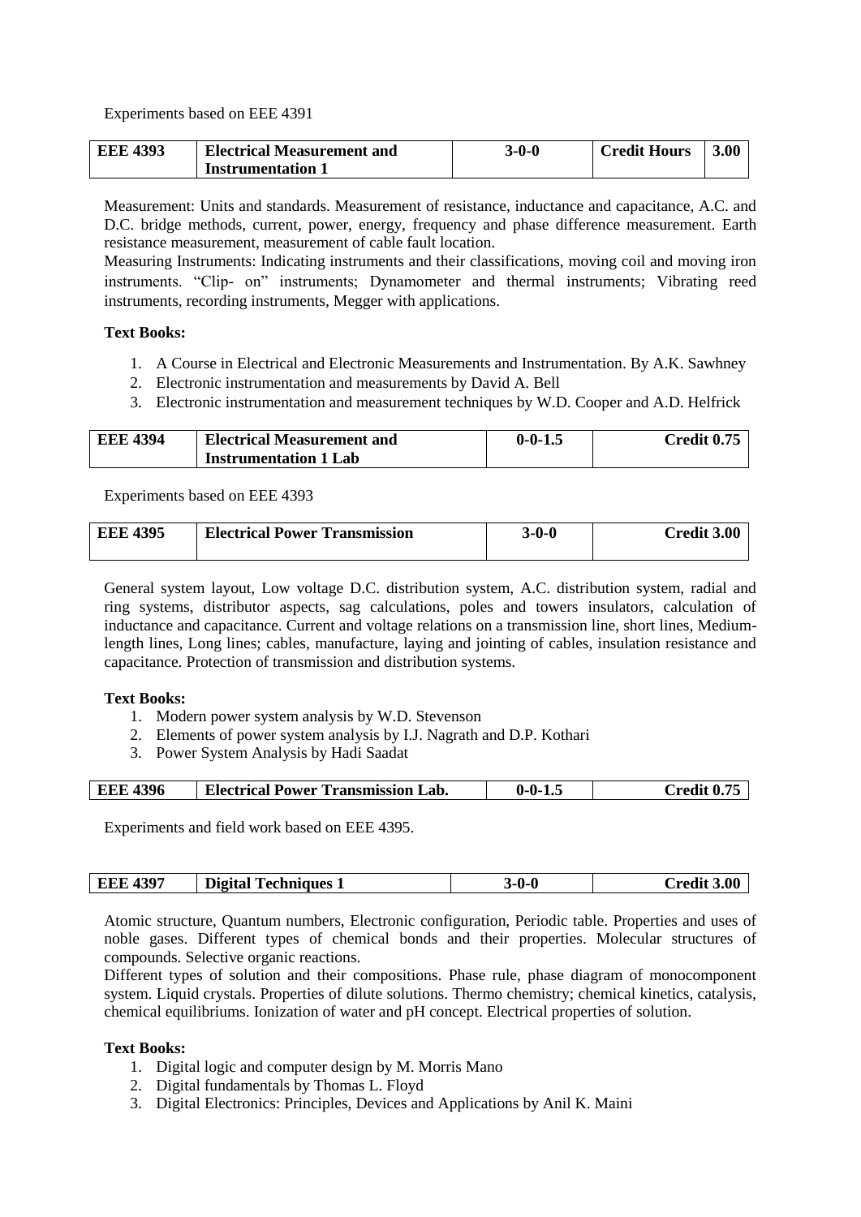Experiments based on EEE 4391

| EEE 4393 | Electrical Measurement and Instrumentation 1 | 3-0-0 | Credit Hours | 3.00 |
|---|---|---|---|---|

Measurement: Units and standards. Measurement of resistance, inductance and capacitance, A.C. and D.C. bridge methods, current, power, energy, frequency and phase difference measurement. Earth resistance measurement, measurement of cable fault location.
Measuring Instruments: Indicating instruments and their classifications, moving coil and moving iron instruments. "Clip- on" instruments; Dynamometer and thermal instruments; Vibrating reed instruments, recording instruments, Megger with applications.

**Text Books:**

1. A Course in Electrical and Electronic Measurements and Instrumentation. By A.K. Sawhney
2. Electronic instrumentation and measurements by David A. Bell
3. Electronic instrumentation and measurement techniques by W.D. Cooper and A.D. Helfrick

| EEE 4394 | Electrical Measurement and Instrumentation 1 Lab | 0-0-1.5 | Credit 0.75 |
|---|---|---|---|

Experiments based on EEE 4393

| EEE 4395 | Electrical Power Transmission | 3-0-0 | Credit 3.00 |
|---|---|---|---|

General system layout, Low voltage D.C. distribution system, A.C. distribution system, radial and ring systems, distributor aspects, sag calculations, poles and towers insulators, calculation of inductance and capacitance. Current and voltage relations on a transmission line, short lines, Medium-length lines, Long lines; cables, manufacture, laying and jointing of cables, insulation resistance and capacitance. Protection of transmission and distribution systems.

**Text Books:**

1. Modern power system analysis by W.D. Stevenson
2. Elements of power system analysis by I.J. Nagrath and D.P. Kothari
3. Power System Analysis by Hadi Saadat

| EEE 4396 | Electrical Power Transmission Lab. | 0-0-1.5 | Credit 0.75 |
|---|---|---|---|

Experiments and field work based on EEE 4395.

| EEE 4397 | Digital Techniques 1 | 3-0-0 | Credit 3.00 |
|---|---|---|---|

Atomic structure, Quantum numbers, Electronic configuration, Periodic table. Properties and uses of noble gases. Different types of chemical bonds and their properties. Molecular structures of compounds. Selective organic reactions.
Different types of solution and their compositions. Phase rule, phase diagram of monocomponent system. Liquid crystals. Properties of dilute solutions. Thermo chemistry; chemical kinetics, catalysis, chemical equilibriums. Ionization of water and pH concept. Electrical properties of solution.

**Text Books:**

1. Digital logic and computer design by M. Morris Mano
2. Digital fundamentals by Thomas L. Floyd
3. Digital Electronics: Principles, Devices and Applications by Anil K. Maini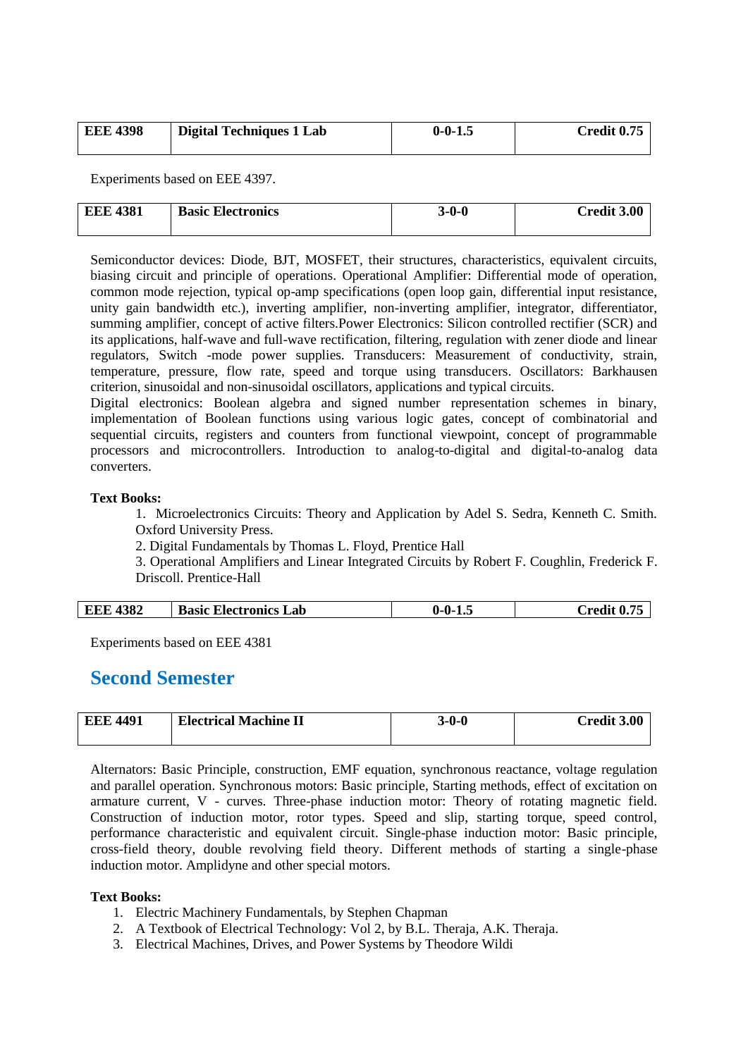| EEE 4398 | Digital Techniques 1 Lab | 0-0-1.5 | Credit 0.75 |
|---|---|---|---|

Experiments based on EEE 4397.

| EEE 4381 | Basic Electronics | 3-0-0 | Credit 3.00 |
|---|---|---|---|

Semiconductor devices: Diode, BJT, MOSFET, their structures, characteristics, equivalent circuits, biasing circuit and principle of operations. Operational Amplifier: Differential mode of operation, common mode rejection, typical op-amp specifications (open loop gain, differential input resistance, unity gain bandwidth etc.), inverting amplifier, non-inverting amplifier, integrator, differentiator, summing amplifier, concept of active filters.Power Electronics: Silicon controlled rectifier (SCR) and its applications, half-wave and full-wave rectification, filtering, regulation with zener diode and linear regulators, Switch -mode power supplies. Transducers: Measurement of conductivity, strain, temperature, pressure, flow rate, speed and torque using transducers. Oscillators: Barkhausen criterion, sinusoidal and non-sinusoidal oscillators, applications and typical circuits.
Digital electronics: Boolean algebra and signed number representation schemes in binary, implementation of Boolean functions using various logic gates, concept of combinatorial and sequential circuits, registers and counters from functional viewpoint, concept of programmable processors and microcontrollers. Introduction to analog-to-digital and digital-to-analog data converters.

**Text Books:**

1. Microelectronics Circuits: Theory and Application by Adel S. Sedra, Kenneth C. Smith. Oxford University Press.
2. Digital Fundamentals by Thomas L. Floyd, Prentice Hall
3. Operational Amplifiers and Linear Integrated Circuits by Robert F. Coughlin, Frederick F. Driscoll. Prentice-Hall

| EEE 4382 | Basic Electronics Lab | 0-0-1.5 | Credit 0.75 |
|---|---|---|---|

Experiments based on EEE 4381

## Second Semester

| EEE 4491 | Electrical Machine II | 3-0-0 | Credit 3.00 |
|---|---|---|---|

Alternators: Basic Principle, construction, EMF equation, synchronous reactance, voltage regulation and parallel operation. Synchronous motors: Basic principle, Starting methods, effect of excitation on armature current, V - curves. Three-phase induction motor: Theory of rotating magnetic field. Construction of induction motor, rotor types. Speed and slip, starting torque, speed control, performance characteristic and equivalent circuit. Single-phase induction motor: Basic principle, cross-field theory, double revolving field theory. Different methods of starting a single-phase induction motor. Amplidyne and other special motors.

**Text Books:**

1. Electric Machinery Fundamentals, by Stephen Chapman
2. A Textbook of Electrical Technology: Vol 2, by B.L. Theraja, A.K. Theraja.
3. Electrical Machines, Drives, and Power Systems by Theodore Wildi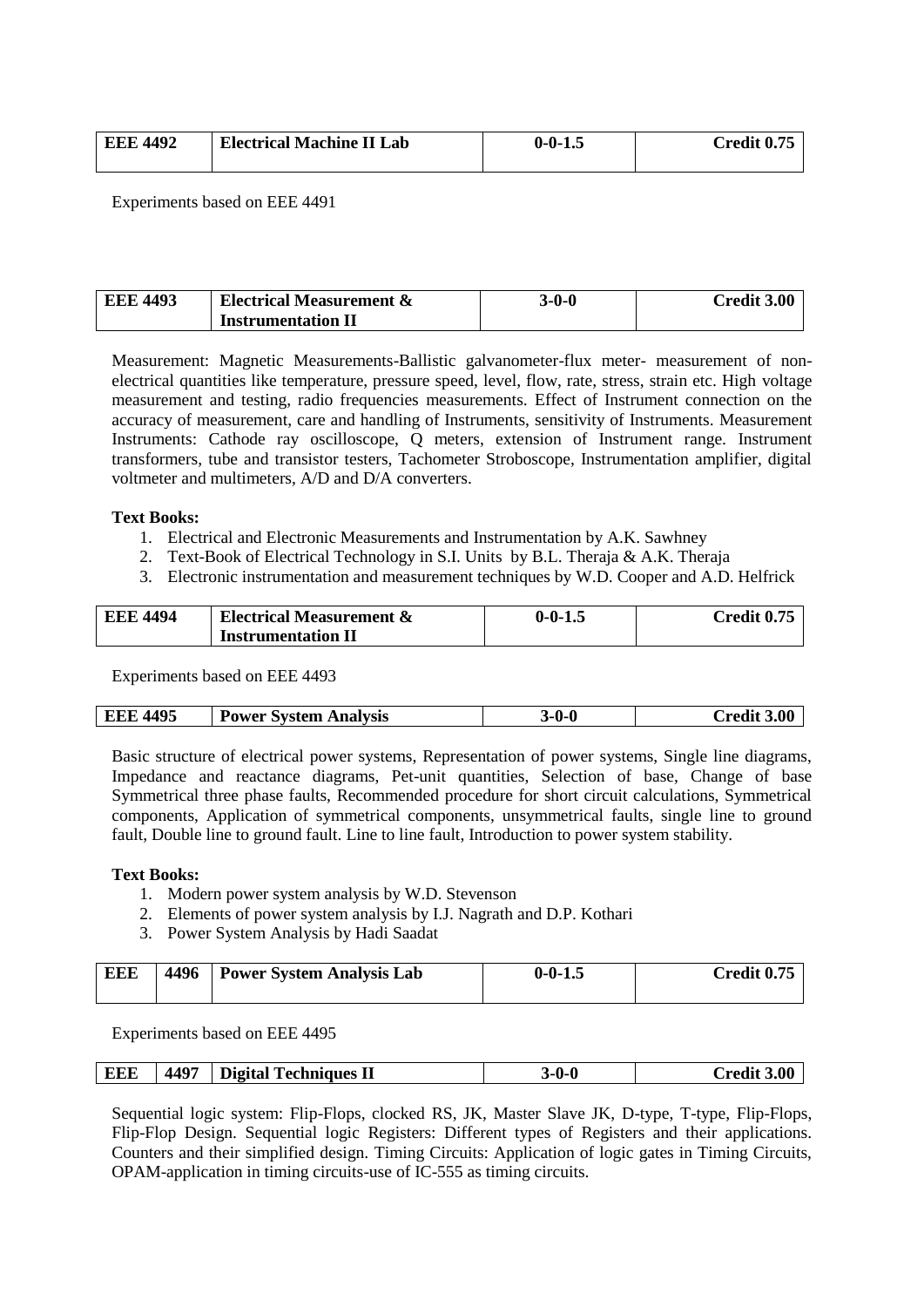| EEE 4492 | Electrical Machine II Lab | 0-0-1.5 | Credit 0.75 |
|---|---|---|---|

Experiments based on EEE 4491

| EEE 4493 | Electrical Measurement & Instrumentation II | 3-0-0 | Credit 3.00 |
|---|---|---|---|

Measurement: Magnetic Measurements-Ballistic galvanometer-flux meter- measurement of non-electrical quantities like temperature, pressure speed, level, flow, rate, stress, strain etc. High voltage measurement and testing, radio frequencies measurements. Effect of Instrument connection on the accuracy of measurement, care and handling of Instruments, sensitivity of Instruments. Measurement Instruments: Cathode ray oscilloscope, Q meters, extension of Instrument range. Instrument transformers, tube and transistor testers, Tachometer Stroboscope, Instrumentation amplifier, digital voltmeter and multimeters, A/D and D/A converters.

**Text Books:**

1. Electrical and Electronic Measurements and Instrumentation by A.K. Sawhney
2. Text-Book of Electrical Technology in S.I. Units by B.L. Theraja & A.K. Theraja
3. Electronic instrumentation and measurement techniques by W.D. Cooper and A.D. Helfrick

| EEE 4494 | Electrical Measurement & Instrumentation II | 0-0-1.5 | Credit 0.75 |
|---|---|---|---|

Experiments based on EEE 4493

| EEE 4495 | Power System Analysis | 3-0-0 | Credit 3.00 |
|---|---|---|---|

Basic structure of electrical power systems, Representation of power systems, Single line diagrams, Impedance and reactance diagrams, Pet-unit quantities, Selection of base, Change of base Symmetrical three phase faults, Recommended procedure for short circuit calculations, Symmetrical components, Application of symmetrical components, unsymmetrical faults, single line to ground fault, Double line to ground fault. Line to line fault, Introduction to power system stability.

**Text Books:**

1. Modern power system analysis by W.D. Stevenson
2. Elements of power system analysis by I.J. Nagrath and D.P. Kothari
3. Power System Analysis by Hadi Saadat

| EEE | 4496 | Power System Analysis Lab | 0-0-1.5 | Credit 0.75 |
|---|---|---|---|---|

Experiments based on EEE 4495

| EEE | 4497 | Digital Techniques II | 3-0-0 | Credit 3.00 |
|---|---|---|---|---|

Sequential logic system: Flip-Flops, clocked RS, JK, Master Slave JK, D-type, T-type, Flip-Flops, Flip-Flop Design. Sequential logic Registers: Different types of Registers and their applications. Counters and their simplified design. Timing Circuits: Application of logic gates in Timing Circuits, OPAM-application in timing circuits-use of IC-555 as timing circuits.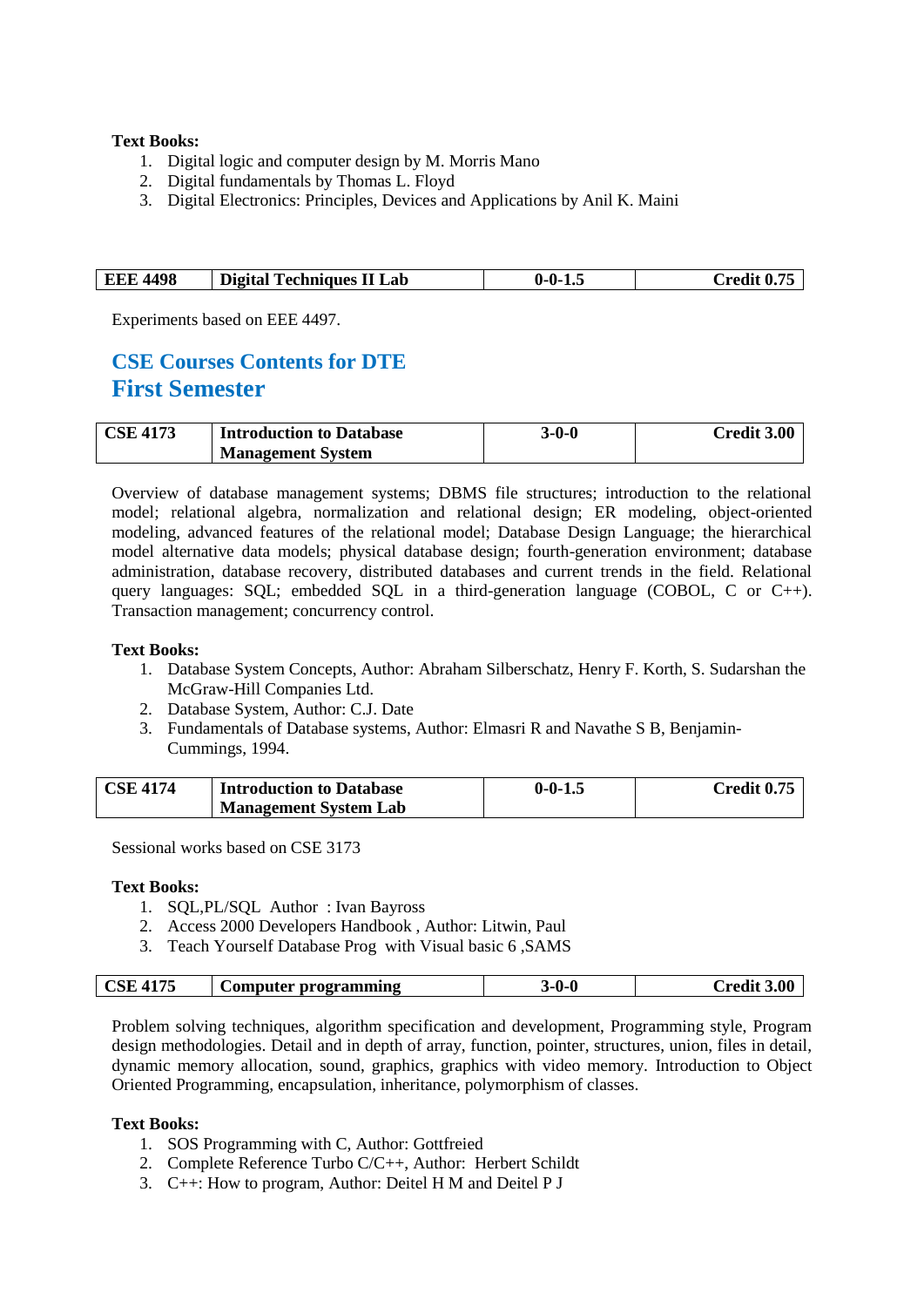**Text Books:**

1. Digital logic and computer design by M. Morris Mano
2. Digital fundamentals by Thomas L. Floyd
3. Digital Electronics: Principles, Devices and Applications by Anil K. Maini

| EEE 4498 | Digital Techniques II Lab | 0-0-1.5 | Credit 0.75 |
|---|---|---|---|

Experiments based on EEE 4497.

## CSE Courses Contents for DTE
## First Semester

| CSE 4173 | Introduction to Database Management System | 3-0-0 | Credit 3.00 |
|---|---|---|---|

Overview of database management systems; DBMS file structures; introduction to the relational model; relational algebra, normalization and relational design; ER modeling, object-oriented modeling, advanced features of the relational model; Database Design Language; the hierarchical model alternative data models; physical database design; fourth-generation environment; database administration, database recovery, distributed databases and current trends in the field. Relational query languages: SQL; embedded SQL in a third-generation language (COBOL, C or C++). Transaction management; concurrency control.

**Text Books:**

1. Database System Concepts, Author: Abraham Silberschatz, Henry F. Korth, S. Sudarshan the McGraw-Hill Companies Ltd.
2. Database System, Author: C.J. Date
3. Fundamentals of Database systems, Author: Elmasri R and Navathe S B, Benjamin-Cummings, 1994.

| CSE 4174 | Introduction to Database Management System Lab | 0-0-1.5 | Credit 0.75 |
|---|---|---|---|

Sessional works based on CSE 3173

**Text Books:**

1. SQL,PL/SQL Author : Ivan Bayross
2. Access 2000 Developers Handbook , Author: Litwin, Paul
3. Teach Yourself Database Prog with Visual basic 6 ,SAMS

| CSE 4175 | Computer programming | 3-0-0 | Credit 3.00 |
|---|---|---|---|

Problem solving techniques, algorithm specification and development, Programming style, Program design methodologies. Detail and in depth of array, function, pointer, structures, union, files in detail, dynamic memory allocation, sound, graphics, graphics with video memory. Introduction to Object Oriented Programming, encapsulation, inheritance, polymorphism of classes.

**Text Books:**

1. SOS Programming with C, Author: Gottfreied
2. Complete Reference Turbo C/C++, Author: Herbert Schildt
3. C++: How to program, Author: Deitel H M and Deitel P J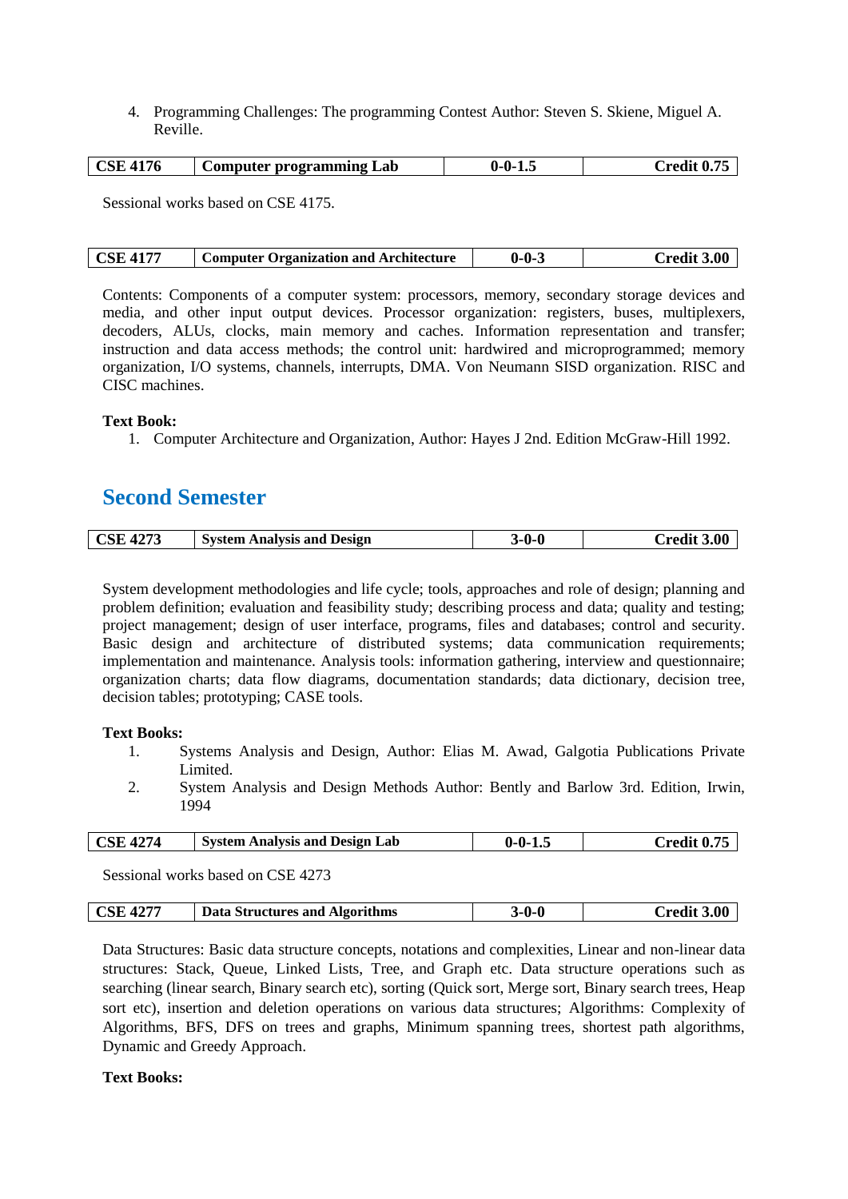4. Programming Challenges: The programming Contest Author: Steven S. Skiene, Miguel A. Reville.

| CSE 4176 | Computer programming Lab | 0-0-1.5 | Credit 0.75 |
|---|---|---|---|

Sessional works based on CSE 4175.

| CSE 4177 | Computer Organization and Architecture | 0-0-3 | Credit 3.00 |
|---|---|---|---|

Contents: Components of a computer system: processors, memory, secondary storage devices and media, and other input output devices. Processor organization: registers, buses, multiplexers, decoders, ALUs, clocks, main memory and caches. Information representation and transfer; instruction and data access methods; the control unit: hardwired and microprogrammed; memory organization, I/O systems, channels, interrupts, DMA. Von Neumann SISD organization. RISC and CISC machines.

**Text Book:**

1. Computer Architecture and Organization, Author: Hayes J 2nd. Edition McGraw-Hill 1992.

## Second Semester

| CSE 4273 | System Analysis and Design | 3-0-0 | Credit 3.00 |
|---|---|---|---|

System development methodologies and life cycle; tools, approaches and role of design; planning and problem definition; evaluation and feasibility study; describing process and data; quality and testing; project management; design of user interface, programs, files and databases; control and security. Basic design and architecture of distributed systems; data communication requirements; implementation and maintenance. Analysis tools: information gathering, interview and questionnaire; organization charts; data flow diagrams, documentation standards; data dictionary, decision tree, decision tables; prototyping; CASE tools.

**Text Books:**

1. Systems Analysis and Design, Author: Elias M. Awad, Galgotia Publications Private Limited.
2. System Analysis and Design Methods Author: Bently and Barlow 3rd. Edition, Irwin, 1994

| CSE 4274 | System Analysis and Design Lab | 0-0-1.5 | Credit 0.75 |
|---|---|---|---|

Sessional works based on CSE 4273

| CSE 4277 | Data Structures and Algorithms | 3-0-0 | Credit 3.00 |
|---|---|---|---|

Data Structures: Basic data structure concepts, notations and complexities, Linear and non-linear data structures: Stack, Queue, Linked Lists, Tree, and Graph etc. Data structure operations such as searching (linear search, Binary search etc), sorting (Quick sort, Merge sort, Binary search trees, Heap sort etc), insertion and deletion operations on various data structures; Algorithms: Complexity of Algorithms, BFS, DFS on trees and graphs, Minimum spanning trees, shortest path algorithms, Dynamic and Greedy Approach.

**Text Books:**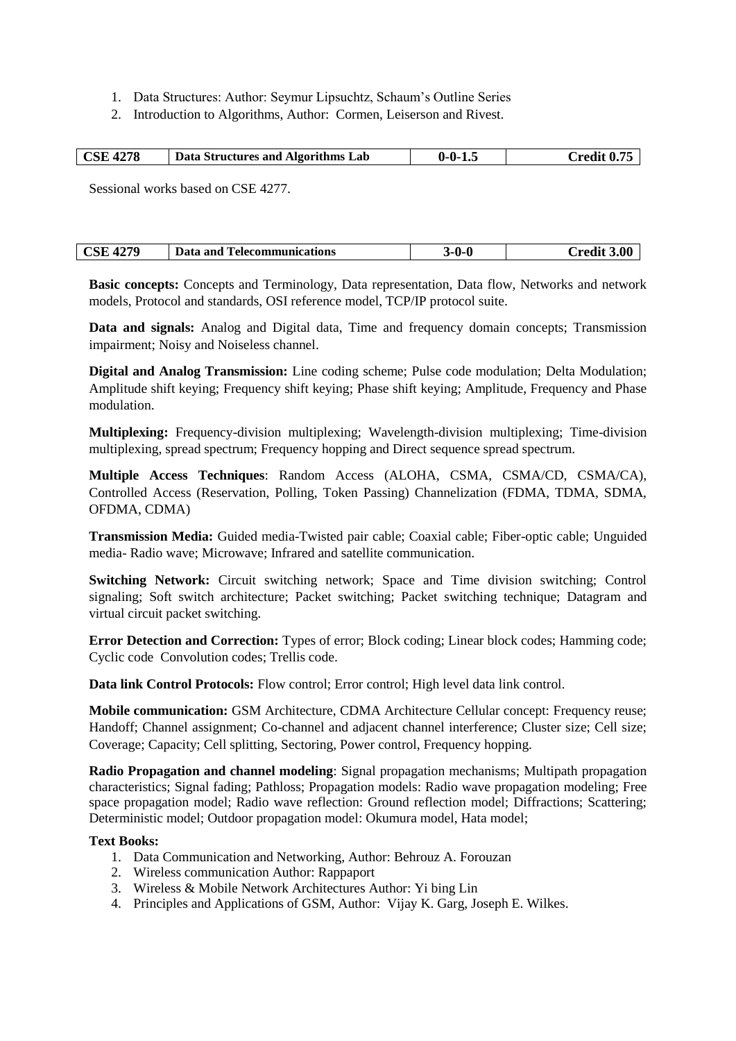1. Data Structures: Author: Seymur Lipsuchtz, Schaum's Outline Series
2. Introduction to Algorithms, Author: Cormen, Leiserson and Rivest.

| | | | |
|---|---|---|---|
| **CSE 4278** | **Data Structures and Algorithms Lab** | **0-0-1.5** | **Credit 0.75** |

Sessional works based on CSE 4277.

| | | | |
|---|---|---|---|
| **CSE 4279** | **Data and Telecommunications** | **3-0-0** | **Credit 3.00** |

**Basic concepts:** Concepts and Terminology, Data representation, Data flow, Networks and network models, Protocol and standards, OSI reference model, TCP/IP protocol suite.

**Data and signals:** Analog and Digital data, Time and frequency domain concepts; Transmission impairment; Noisy and Noiseless channel.

**Digital and Analog Transmission:** Line coding scheme; Pulse code modulation; Delta Modulation; Amplitude shift keying; Frequency shift keying; Phase shift keying; Amplitude, Frequency and Phase modulation.

**Multiplexing:** Frequency-division multiplexing; Wavelength-division multiplexing; Time-division multiplexing, spread spectrum; Frequency hopping and Direct sequence spread spectrum.

**Multiple Access Techniques**: Random Access (ALOHA, CSMA, CSMA/CD, CSMA/CA), Controlled Access (Reservation, Polling, Token Passing) Channelization (FDMA, TDMA, SDMA, OFDMA, CDMA)

**Transmission Media:** Guided media-Twisted pair cable; Coaxial cable; Fiber-optic cable; Unguided media- Radio wave; Microwave; Infrared and satellite communication.

**Switching Network:** Circuit switching network; Space and Time division switching; Control signaling; Soft switch architecture; Packet switching; Packet switching technique; Datagram and virtual circuit packet switching.

**Error Detection and Correction:** Types of error; Block coding; Linear block codes; Hamming code; Cyclic code Convolution codes; Trellis code.

**Data link Control Protocols:** Flow control; Error control; High level data link control.

**Mobile communication:** GSM Architecture, CDMA Architecture Cellular concept: Frequency reuse; Handoff; Channel assignment; Co-channel and adjacent channel interference; Cluster size; Cell size; Coverage; Capacity; Cell splitting, Sectoring, Power control, Frequency hopping.

**Radio Propagation and channel modeling**: Signal propagation mechanisms; Multipath propagation characteristics; Signal fading; Pathloss; Propagation models: Radio wave propagation modeling; Free space propagation model; Radio wave reflection: Ground reflection model; Diffractions; Scattering; Deterministic model; Outdoor propagation model: Okumura model, Hata model;

**Text Books:**

1. Data Communication and Networking, Author: Behrouz A. Forouzan
2. Wireless communication Author: Rappaport
3. Wireless & Mobile Network Architectures Author: Yi bing Lin
4. Principles and Applications of GSM, Author: Vijay K. Garg, Joseph E. Wilkes.